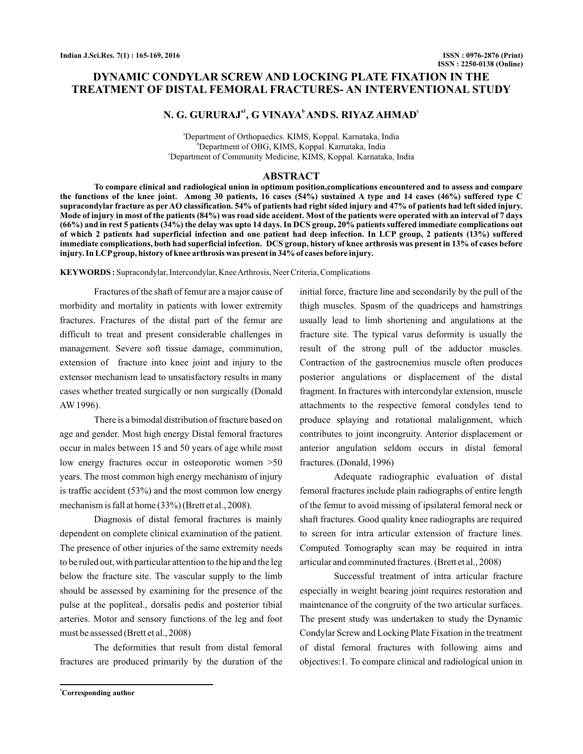# DYNAMIC CONDYLAR SCREW AND LOCKING PLATE FIXATION IN THE TREATMENT OF DISTAL FEMORAL FRACTURES- AN INTERVENTIONAL STUDY

**N. G. GURURAJ[a1], G VINAYA[b] AND S. RIYAZ AHMAD[c]**

[a]Department of Orthopaedics. KIMS, Koppal. Karnataka, India
[b]Department of OBG, KIMS, Koppal. Karnataka, India
[c]Department of Community Medicine, KIMS, Koppal. Karnataka, India

## ABSTRACT

**To compare clinical and radiological union in optimum position,complications encountered and to assess and compare the functions of the knee joint. Among 30 patients, 16 cases (54%) sustained A type and 14 cases (46%) suffered type C supracondylar fracture as per AO classification. 54% of patients had right sided injury and 47% of patients had left sided injury. Mode of injury in most of the patients (84%) was road side accident. Most of the patients were operated with an interval of 7 days (66%) and in rest 5 patients (34%) the delay was upto 14 days. In DCS group, 20% patients suffered immediate complications out of which 2 patients had superficial infection and one patient had deep infection. In LCP group, 2 patients (13%) suffered immediate complications, both had superficial infection. DCS group, history of knee arthrosis was present in 13% of cases before injury. In LCP group, history of knee arthrosis was present in 34% of cases before injury.**

**KEYWORDS :** Supracondylar, Intercondylar, Knee Arthrosis, Neer Criteria, Complications

Fractures of the shaft of femur are a major cause of morbidity and mortality in patients with lower extremity fractures. Fractures of the distal part of the femur are difficult to treat and present considerable challenges in management. Severe soft tissue damage, comminution, extension of fracture into knee joint and injury to the extensor mechanism lead to unsatisfactory results in many cases whether treated surgically or non surgically (Donald AW 1996).

There is a bimodal distribution of fracture based on age and gender. Most high energy Distal femoral fractures occur in males between 15 and 50 years of age while most low energy fractures occur in osteoporotic women >50 years. The most common high energy mechanism of injury is traffic accident (53%) and the most common low energy mechanism is fall at home (33%) (Brett et al., 2008).

Diagnosis of distal femoral fractures is mainly dependent on complete clinical examination of the patient. The presence of other injuries of the same extremity needs to be ruled out, with particular attention to the hip and the leg below the fracture site. The vascular supply to the limb should be assessed by examining for the presence of the pulse at the popliteal., dorsalis pedis and posterior tibial arteries. Motor and sensory functions of the leg and foot must be assessed (Brett et al., 2008)

The deformities that result from distal femoral fractures are produced primarily by the duration of the initial force, fracture line and secondarily by the pull of the thigh muscles. Spasm of the quadriceps and hamstrings usually lead to limb shortening and angulations at the fracture site. The typical varus deformity is usually the result of the strong pull of the adductor muscles. Contraction of the gastrocnemius muscle often produces posterior angulations or displacement of the distal fragment. In fractures with intercondylar extension, muscle attachments to the respective femoral condyles tend to produce splaying and rotational malalignment, which contributes to joint incongruity. Anterior displacement or anterior angulation seldom occurs in distal femoral fractures. (Donald, 1996)

Adequate radiographic evaluation of distal femoral fractures include plain radiographs of entire length of the femur to avoid missing of ipsilateral femoral neck or shaft fractures. Good quality knee radiographs are required to screen for intra articular extension of fracture lines. Computed Tomography scan may be required in intra articular and comminuted fractures. (Brett et al., 2008)

Successful treatment of intra articular fracture especially in weight bearing joint requires restoration and maintenance of the congruity of the two articular surfaces. The present study was undertaken to study the Dynamic Condylar Screw and Locking Plate Fixation in the treatment of distal femoral fractures with following aims and objectives:1. To compare clinical and radiological union in

[1]**Corresponding author**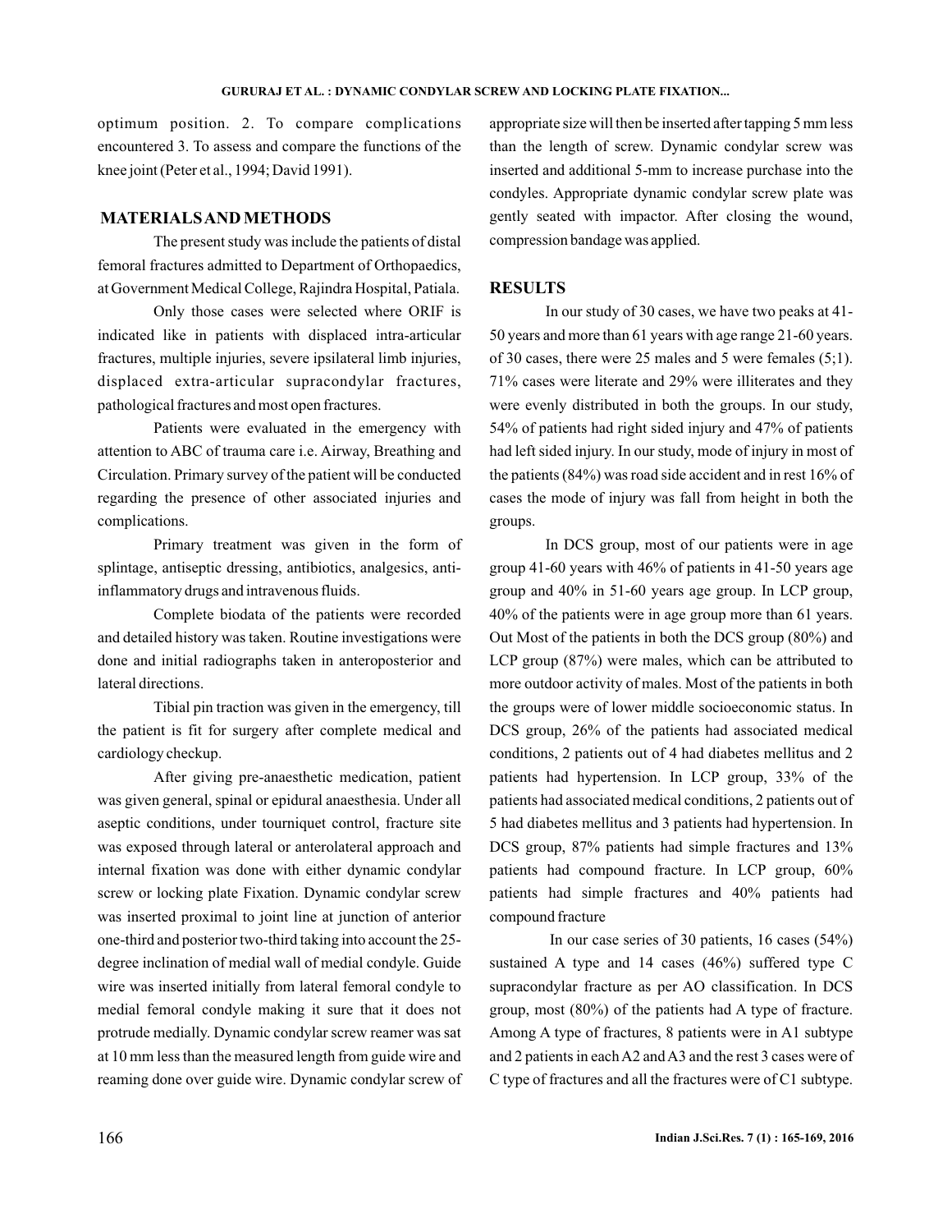optimum position. 2. To compare complications encountered 3. To assess and compare the functions of the knee joint (Peter et al., 1994; David 1991).

## MATERIALS AND METHODS

The present study was include the patients of distal femoral fractures admitted to Department of Orthopaedics, at Government Medical College, Rajindra Hospital, Patiala.

Only those cases were selected where ORIF is indicated like in patients with displaced intra-articular fractures, multiple injuries, severe ipsilateral limb injuries, displaced extra-articular supracondylar fractures, pathological fractures and most open fractures.

Patients were evaluated in the emergency with attention to ABC of trauma care i.e. Airway, Breathing and Circulation. Primary survey of the patient will be conducted regarding the presence of other associated injuries and complications.

Primary treatment was given in the form of splintage, antiseptic dressing, antibiotics, analgesics, anti-inflammatory drugs and intravenous fluids.

Complete biodata of the patients were recorded and detailed history was taken. Routine investigations were done and initial radiographs taken in anteroposterior and lateral directions.

Tibial pin traction was given in the emergency, till the patient is fit for surgery after complete medical and cardiology checkup.

After giving pre-anaesthetic medication, patient was given general, spinal or epidural anaesthesia. Under all aseptic conditions, under tourniquet control, fracture site was exposed through lateral or anterolateral approach and internal fixation was done with either dynamic condylar screw or locking plate Fixation. Dynamic condylar screw was inserted proximal to joint line at junction of anterior one-third and posterior two-third taking into account the 25-degree inclination of medial wall of medial condyle. Guide wire was inserted initially from lateral femoral condyle to medial femoral condyle making it sure that it does not protrude medially. Dynamic condylar screw reamer was sat at 10 mm less than the measured length from guide wire and reaming done over guide wire. Dynamic condylar screw of appropriate size will then be inserted after tapping 5 mm less than the length of screw. Dynamic condylar screw was inserted and additional 5-mm to increase purchase into the condyles. Appropriate dynamic condylar screw plate was gently seated with impactor. After closing the wound, compression bandage was applied.

## RESULTS

In our study of 30 cases, we have two peaks at 41-50 years and more than 61 years with age range 21-60 years. of 30 cases, there were 25 males and 5 were females (5;1). 71% cases were literate and 29% were illiterates and they were evenly distributed in both the groups. In our study, 54% of patients had right sided injury and 47% of patients had left sided injury. In our study, mode of injury in most of the patients (84%) was road side accident and in rest 16% of cases the mode of injury was fall from height in both the groups.

In DCS group, most of our patients were in age group 41-60 years with 46% of patients in 41-50 years age group and 40% in 51-60 years age group. In LCP group, 40% of the patients were in age group more than 61 years. Out Most of the patients in both the DCS group (80%) and LCP group (87%) were males, which can be attributed to more outdoor activity of males. Most of the patients in both the groups were of lower middle socioeconomic status. In DCS group, 26% of the patients had associated medical conditions, 2 patients out of 4 had diabetes mellitus and 2 patients had hypertension. In LCP group, 33% of the patients had associated medical conditions, 2 patients out of 5 had diabetes mellitus and 3 patients had hypertension. In DCS group, 87% patients had simple fractures and 13% patients had compound fracture. In LCP group, 60% patients had simple fractures and 40% patients had compound fracture

In our case series of 30 patients, 16 cases (54%) sustained A type and 14 cases (46%) suffered type C supracondylar fracture as per AO classification. In DCS group, most (80%) of the patients had A type of fracture. Among A type of fractures, 8 patients were in A1 subtype and 2 patients in each A2 and A3 and the rest 3 cases were of C type of fractures and all the fractures were of C1 subtype.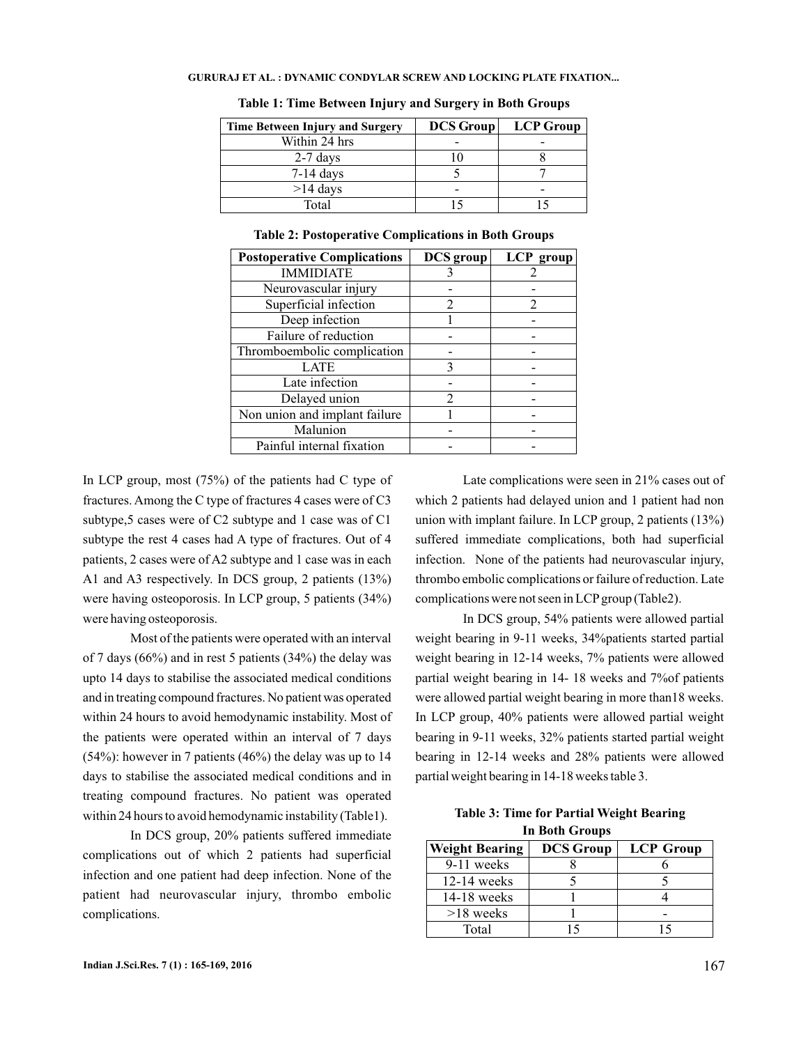**Table 1: Time Between Injury and Surgery in Both Groups**

| Time Between Injury and Surgery | DCS Group | LCP Group |
|---|---|---|
| Within 24 hrs | - | - |
| 2-7 days | 10 | 8 |
| 7-14 days | 5 | 7 |
| >14 days | - | - |
| Total | 15 | 15 |

**Table 2: Postoperative Complications in Both Groups**

| Postoperative Complications | DCS group | LCP group |
|---|---|---|
| IMMIDIATE | 3 | 2 |
| Neurovascular injury | - | - |
| Superficial infection | 2 | 2 |
| Deep infection | 1 | - |
| Failure of reduction | - | - |
| Thromboembolic complication | - | - |
| LATE | 3 | - |
| Late infection | - | - |
| Delayed union | 2 | - |
| Non union and implant failure | 1 | - |
| Malunion | - | - |
| Painful internal fixation | - | - |

In LCP group, most (75%) of the patients had C type of fractures. Among the C type of fractures 4 cases were of C3 subtype,5 cases were of C2 subtype and 1 case was of C1 subtype the rest 4 cases had A type of fractures. Out of 4 patients, 2 cases were of A2 subtype and 1 case was in each A1 and A3 respectively. In DCS group, 2 patients (13%) were having osteoporosis. In LCP group, 5 patients (34%) were having osteoporosis.

Most of the patients were operated with an interval of 7 days (66%) and in rest 5 patients (34%) the delay was upto 14 days to stabilise the associated medical conditions and in treating compound fractures. No patient was operated within 24 hours to avoid hemodynamic instability. Most of the patients were operated within an interval of 7 days (54%): however in 7 patients (46%) the delay was up to 14 days to stabilise the associated medical conditions and in treating compound fractures. No patient was operated within 24 hours to avoid hemodynamic instability (Table1).

In DCS group, 20% patients suffered immediate complications out of which 2 patients had superficial infection and one patient had deep infection. None of the patient had neurovascular injury, thrombo embolic complications.

Late complications were seen in 21% cases out of which 2 patients had delayed union and 1 patient had non union with implant failure. In LCP group, 2 patients (13%) suffered immediate complications, both had superficial infection. None of the patients had neurovascular injury, thrombo embolic complications or failure of reduction. Late complications were not seen in LCP group (Table2).

In DCS group, 54% patients were allowed partial weight bearing in 9-11 weeks, 34%patients started partial weight bearing in 12-14 weeks, 7% patients were allowed partial weight bearing in 14- 18 weeks and 7%of patients were allowed partial weight bearing in more than18 weeks. In LCP group, 40% patients were allowed partial weight bearing in 9-11 weeks, 32% patients started partial weight bearing in 12-14 weeks and 28% patients were allowed partial weight bearing in 14-18 weeks table 3.

**Table 3: Time for Partial Weight Bearing In Both Groups**

| Weight Bearing | DCS Group | LCP Group |
|---|---|---|
| 9-11 weeks | 8 | 6 |
| 12-14 weeks | 5 | 5 |
| 14-18 weeks | 1 | 4 |
| >18 weeks | 1 | - |
| Total | 15 | 15 |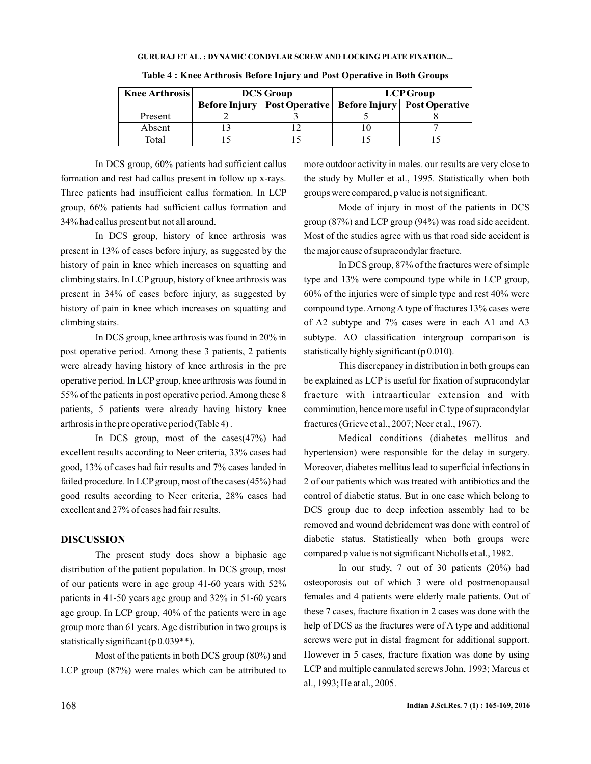**Table 4 : Knee Arthrosis Before Injury and Post Operative in Both Groups**

| Knee Arthrosis | DCS Group | | LCP Group | |
|---|---|---|---|---|
| | Before Injury | Post Operative | Before Injury | Post Operative |
| Present | 2 | 3 | 5 | 8 |
| Absent | 13 | 12 | 10 | 7 |
| Total | 15 | 15 | 15 | 15 |

In DCS group, 60% patients had sufficient callus formation and rest had callus present in follow up x-rays. Three patients had insufficient callus formation. In LCP group, 66% patients had sufficient callus formation and 34% had callus present but not all around.

In DCS group, history of knee arthrosis was present in 13% of cases before injury, as suggested by the history of pain in knee which increases on squatting and climbing stairs. In LCP group, history of knee arthrosis was present in 34% of cases before injury, as suggested by history of pain in knee which increases on squatting and climbing stairs.

In DCS group, knee arthrosis was found in 20% in post operative period. Among these 3 patients, 2 patients were already having history of knee arthrosis in the pre operative period. In LCP group, knee arthrosis was found in 55% of the patients in post operative period. Among these 8 patients, 5 patients were already having history knee arthrosis in the pre operative period (Table 4) .

In DCS group, most of the cases(47%) had excellent results according to Neer criteria, 33% cases had good, 13% of cases had fair results and 7% cases landed in failed procedure. In LCP group, most of the cases (45%) had good results according to Neer criteria, 28% cases had excellent and 27% of cases had fair results.

## DISCUSSION

The present study does show a biphasic age distribution of the patient population. In DCS group, most of our patients were in age group 41-60 years with 52% patients in 41-50 years age group and 32% in 51-60 years age group. In LCP group, 40% of the patients were in age group more than 61 years. Age distribution in two groups is statistically significant (p 0.039**).

Most of the patients in both DCS group (80%) and LCP group (87%) were males which can be attributed to more outdoor activity in males. our results are very close to the study by Muller et al., 1995. Statistically when both groups were compared, p value is not significant.

Mode of injury in most of the patients in DCS group (87%) and LCP group (94%) was road side accident. Most of the studies agree with us that road side accident is the major cause of supracondylar fracture.

In DCS group, 87% of the fractures were of simple type and 13% were compound type while in LCP group, 60% of the injuries were of simple type and rest 40% were compound type. Among A type of fractures 13% cases were of A2 subtype and 7% cases were in each A1 and A3 subtype. AO classification intergroup comparison is statistically highly significant (p 0.010).

This discrepancy in distribution in both groups can be explained as LCP is useful for fixation of supracondylar fracture with intraarticular extension and with comminution, hence more useful in C type of supracondylar fractures (Grieve et al., 2007; Neer et al., 1967).

Medical conditions (diabetes mellitus and hypertension) were responsible for the delay in surgery. Moreover, diabetes mellitus lead to superficial infections in 2 of our patients which was treated with antibiotics and the control of diabetic status. But in one case which belong to DCS group due to deep infection assembly had to be removed and wound debridement was done with control of diabetic status. Statistically when both groups were compared p value is not significant Nicholls et al., 1982.

In our study, 7 out of 30 patients (20%) had osteoporosis out of which 3 were old postmenopausal females and 4 patients were elderly male patients. Out of these 7 cases, fracture fixation in 2 cases was done with the help of DCS as the fractures were of A type and additional screws were put in distal fragment for additional support. However in 5 cases, fracture fixation was done by using LCP and multiple cannulated screws John, 1993; Marcus et al., 1993; He at al., 2005.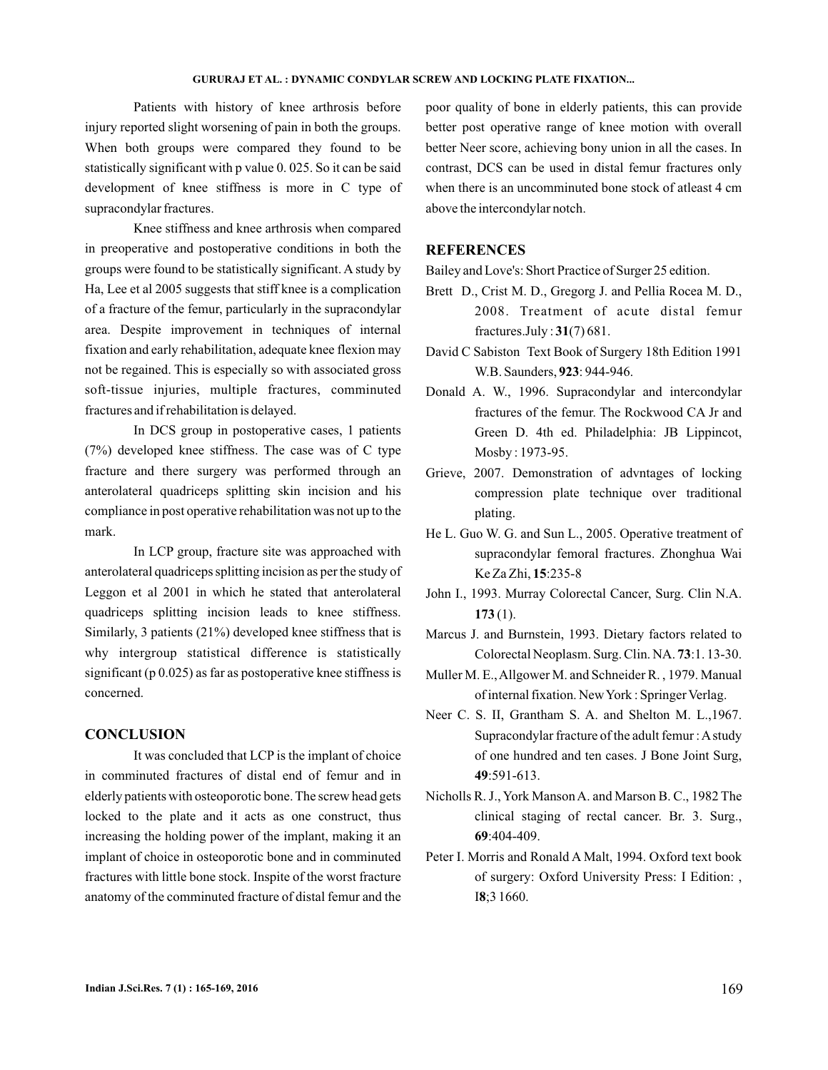Patients with history of knee arthrosis before injury reported slight worsening of pain in both the groups. When both groups were compared they found to be statistically significant with p value 0. 025. So it can be said development of knee stiffness is more in C type of supracondylar fractures.

Knee stiffness and knee arthrosis when compared in preoperative and postoperative conditions in both the groups were found to be statistically significant. A study by Ha, Lee et al 2005 suggests that stiff knee is a complication of a fracture of the femur, particularly in the supracondylar area. Despite improvement in techniques of internal fixation and early rehabilitation, adequate knee flexion may not be regained. This is especially so with associated gross soft-tissue injuries, multiple fractures, comminuted fractures and if rehabilitation is delayed.

In DCS group in postoperative cases, 1 patients (7%) developed knee stiffness. The case was of C type fracture and there surgery was performed through an anterolateral quadriceps splitting skin incision and his compliance in post operative rehabilitation was not up to the mark.

In LCP group, fracture site was approached with anterolateral quadriceps splitting incision as per the study of Leggon et al 2001 in which he stated that anterolateral quadriceps splitting incision leads to knee stiffness. Similarly, 3 patients (21%) developed knee stiffness that is why intergroup statistical difference is statistically significant (p 0.025) as far as postoperative knee stiffness is concerned.

## CONCLUSION

It was concluded that LCP is the implant of choice in comminuted fractures of distal end of femur and in elderly patients with osteoporotic bone. The screw head gets locked to the plate and it acts as one construct, thus increasing the holding power of the implant, making it an implant of choice in osteoporotic bone and in comminuted fractures with little bone stock. Inspite of the worst fracture anatomy of the comminuted fracture of distal femur and the poor quality of bone in elderly patients, this can provide better post operative range of knee motion with overall better Neer score, achieving bony union in all the cases. In contrast, DCS can be used in distal femur fractures only when there is an uncomminuted bone stock of atleast 4 cm above the intercondylar notch.

## REFERENCES

Bailey and Love's: Short Practice of Surger 25 edition.

Brett D., Crist M. D., Gregorg J. and Pellia Rocea M. D., 2008. Treatment of acute distal femur fractures.July : **31**(7) 681.

David C Sabiston Text Book of Surgery 18th Edition 1991 W.B. Saunders, **923**: 944-946.

Donald A. W., 1996. Supracondylar and intercondylar fractures of the femur. The Rockwood CA Jr and Green D. 4th ed. Philadelphia: JB Lippincot, Mosby : 1973-95.

Grieve, 2007. Demonstration of advntages of locking compression plate technique over traditional plating.

He L. Guo W. G. and Sun L., 2005. Operative treatment of supracondylar femoral fractures. Zhonghua Wai Ke Za Zhi, **15**:235-8

John I., 1993. Murray Colorectal Cancer, Surg. Clin N.A. **173** (1).

Marcus J. and Burnstein, 1993. Dietary factors related to Colorectal Neoplasm. Surg. Clin. NA. **73**:1. 13-30.

Muller M. E., Allgower M. and Schneider R. , 1979. Manual of internal fixation. New York : Springer Verlag.

Neer C. S. II, Grantham S. A. and Shelton M. L.,1967. Supracondylar fracture of the adult femur : A study of one hundred and ten cases. J Bone Joint Surg, **49**:591-613.

Nicholls R. J., York Manson A. and Marson B. C., 1982 The clinical staging of rectal cancer. Br. 3. Surg., **69**:404-409.

Peter I. Morris and Ronald A Malt, 1994. Oxford text book of surgery: Oxford University Press: I Edition: , I**8**;3 1660.